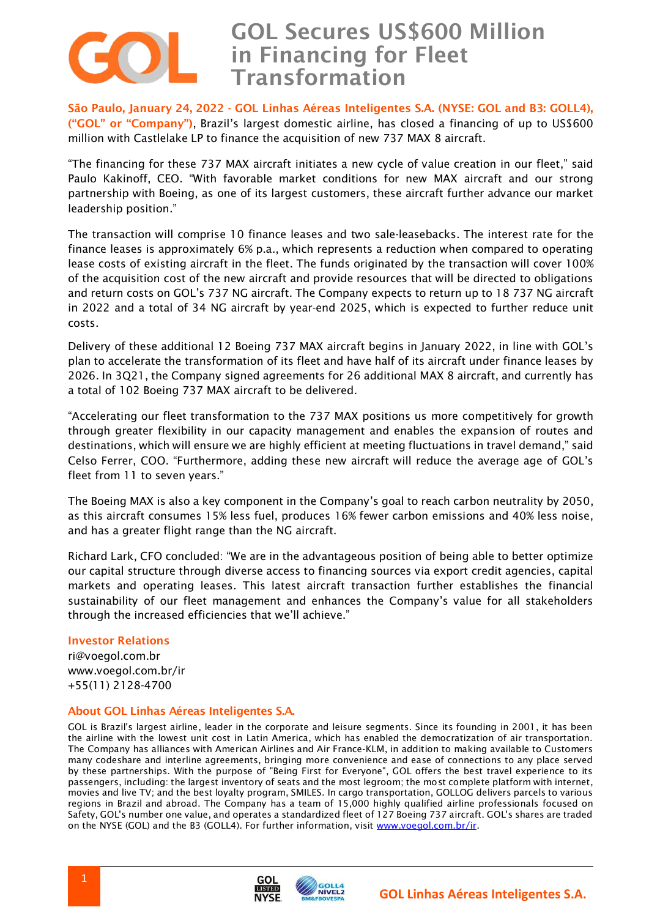# GOL Secures US$600 Million in Financing for Fleet Transformation

**São Paulo, January 24, 2022 - GOL Linhas Aéreas Inteligentes S.A. (NYSE: GOL and B3: GOLL4), ("GOL" or "Company")**, Brazil's largest domestic airline, has closed a financing of up to US$600 million with Castlelake LP to finance the acquisition of new 737 MAX 8 aircraft.

"The financing for these 737 MAX aircraft initiates a new cycle of value creation in our fleet," said Paulo Kakinoff, CEO. "With favorable market conditions for new MAX aircraft and our strong partnership with Boeing, as one of its largest customers, these aircraft further advance our market leadership position."

The transaction will comprise 10 finance leases and two sale-leasebacks. The interest rate for the finance leases is approximately 6% p.a., which represents a reduction when compared to operating lease costs of existing aircraft in the fleet. The funds originated by the transaction will cover 100% of the acquisition cost of the new aircraft and provide resources that will be directed to obligations and return costs on GOL's 737 NG aircraft. The Company expects to return up to 18 737 NG aircraft in 2022 and a total of 34 NG aircraft by year-end 2025, which is expected to further reduce unit costs.

Delivery of these additional 12 Boeing 737 MAX aircraft begins in January 2022, in line with GOL's plan to accelerate the transformation of its fleet and have half of its aircraft under finance leases by 2026. In 3Q21, the Company signed agreements for 26 additional MAX 8 aircraft, and currently has a total of 102 Boeing 737 MAX aircraft to be delivered.

"Accelerating our fleet transformation to the 737 MAX positions us more competitively for growth through greater flexibility in our capacity management and enables the expansion of routes and destinations, which will ensure we are highly efficient at meeting fluctuations in travel demand," said Celso Ferrer, COO. "Furthermore, adding these new aircraft will reduce the average age of GOL's fleet from 11 to seven years."

The Boeing MAX is also a key component in the Company's goal to reach carbon neutrality by 2050, as this aircraft consumes 15% less fuel, produces 16% fewer carbon emissions and 40% less noise, and has a greater flight range than the NG aircraft.

Richard Lark, CFO concluded: "We are in the advantageous position of being able to better optimize our capital structure through diverse access to financing sources via export credit agencies, capital markets and operating leases. This latest aircraft transaction further establishes the financial sustainability of our fleet management and enhances the Company's value for all stakeholders through the increased efficiencies that we'll achieve."

## Investor Relations

ri@voegol.com.br
www.voegol.com.br/ir
+55(11) 2128-4700

## About GOL Linhas Aéreas Inteligentes S.A.

GOL is Brazil's largest airline, leader in the corporate and leisure segments. Since its founding in 2001, it has been the airline with the lowest unit cost in Latin America, which has enabled the democratization of air transportation. The Company has alliances with American Airlines and Air France-KLM, in addition to making available to Customers many codeshare and interline agreements, bringing more convenience and ease of connections to any place served by these partnerships. With the purpose of "Being First for Everyone", GOL offers the best travel experience to its passengers, including: the largest inventory of seats and the most legroom; the most complete platform with internet, movies and live TV; and the best loyalty program, SMILES. In cargo transportation, GOLLOG delivers parcels to various regions in Brazil and abroad. The Company has a team of 15,000 highly qualified airline professionals focused on Safety, GOL's number one value, and operates a standardized fleet of 127 Boeing 737 aircraft. GOL's shares are traded on the NYSE (GOL) and the B3 (GOLL4). For further information, visit www.voegol.com.br/ir.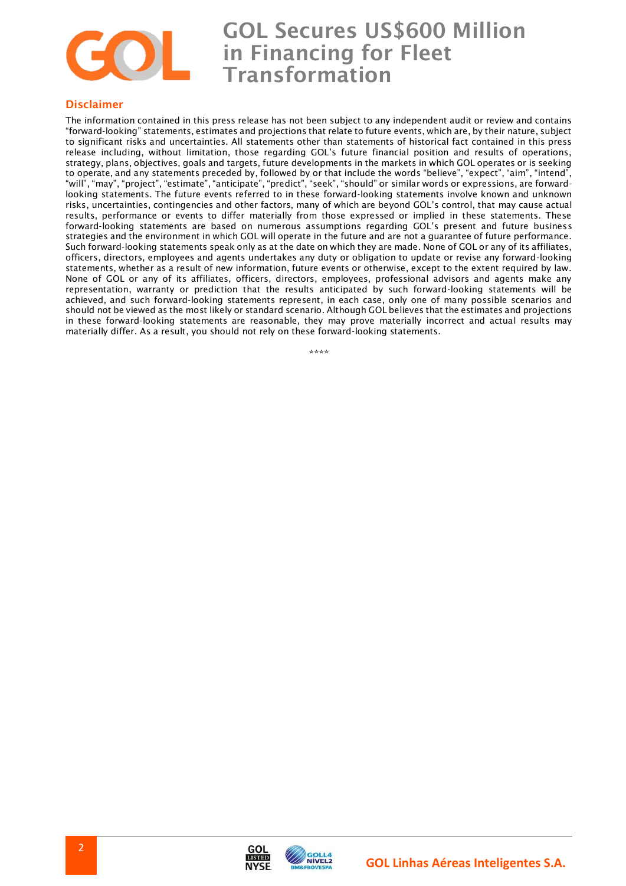## Disclaimer

The information contained in this press release has not been subject to any independent audit or review and contains "forward-looking" statements, estimates and projections that relate to future events, which are, by their nature, subject to significant risks and uncertainties. All statements other than statements of historical fact contained in this press release including, without limitation, those regarding GOL's future financial position and results of operations, strategy, plans, objectives, goals and targets, future developments in the markets in which GOL operates or is seeking to operate, and any statements preceded by, followed by or that include the words "believe", "expect", "aim", "intend", "will", "may", "project", "estimate", "anticipate", "predict", "seek", "should" or similar words or expressions, are forward-looking statements. The future events referred to in these forward-looking statements involve known and unknown risks, uncertainties, contingencies and other factors, many of which are beyond GOL's control, that may cause actual results, performance or events to differ materially from those expressed or implied in these statements. These forward-looking statements are based on numerous assumptions regarding GOL's present and future business strategies and the environment in which GOL will operate in the future and are not a guarantee of future performance. Such forward-looking statements speak only as at the date on which they are made. None of GOL or any of its affiliates, officers, directors, employees and agents undertakes any duty or obligation to update or revise any forward-looking statements, whether as a result of new information, future events or otherwise, except to the extent required by law. None of GOL or any of its affiliates, officers, directors, employees, professional advisors and agents make any representation, warranty or prediction that the results anticipated by such forward-looking statements will be achieved, and such forward-looking statements represent, in each case, only one of many possible scenarios and should not be viewed as the most likely or standard scenario. Although GOL believes that the estimates and projections in these forward-looking statements are reasonable, they may prove materially incorrect and actual results may materially differ. As a result, you should not rely on these forward-looking statements.

****